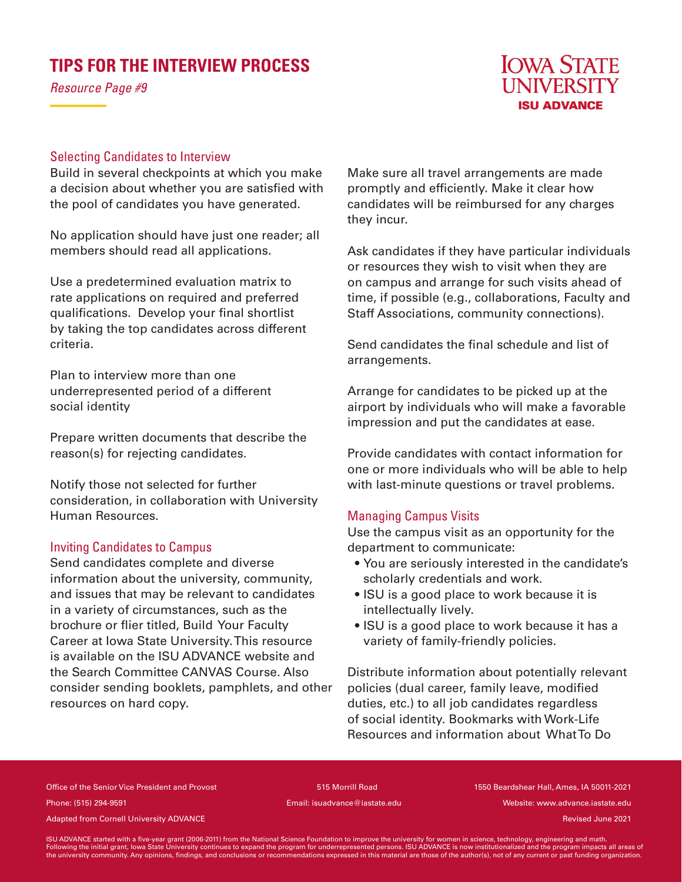# TIPS FOR THE INTERVIEW PROCESS

*Resource Page #9*

IOWA STATE UNIVERSITY
**ISU ADVANCE**

## Selecting Candidates to Interview

Build in several checkpoints at which you make a decision about whether you are satisfied with the pool of candidates you have generated.

No application should have just one reader; all members should read all applications.

Use a predetermined evaluation matrix to rate applications on required and preferred qualifications. Develop your final shortlist by taking the top candidates across different criteria.

Plan to interview more than one underrepresented period of a different social identity

Prepare written documents that describe the reason(s) for rejecting candidates.

Notify those not selected for further consideration, in collaboration with University Human Resources.

## Inviting Candidates to Campus

Send candidates complete and diverse information about the university, community, and issues that may be relevant to candidates in a variety of circumstances, such as the brochure or flier titled, Build Your Faculty Career at Iowa State University. This resource is available on the ISU ADVANCE website and the Search Committee CANVAS Course. Also consider sending booklets, pamphlets, and other resources on hard copy.

Make sure all travel arrangements are made promptly and efficiently. Make it clear how candidates will be reimbursed for any charges they incur.

Ask candidates if they have particular individuals or resources they wish to visit when they are on campus and arrange for such visits ahead of time, if possible (e.g., collaborations, Faculty and Staff Associations, community connections).

Send candidates the final schedule and list of arrangements.

Arrange for candidates to be picked up at the airport by individuals who will make a favorable impression and put the candidates at ease.

Provide candidates with contact information for one or more individuals who will be able to help with last-minute questions or travel problems.

## Managing Campus Visits

Use the campus visit as an opportunity for the department to communicate:

- You are seriously interested in the candidate's scholarly credentials and work.
- ISU is a good place to work because it is intellectually lively.
- ISU is a good place to work because it has a variety of family-friendly policies.

Distribute information about potentially relevant policies (dual career, family leave, modified duties, etc.) to all job candidates regardless of social identity. Bookmarks with Work-Life Resources and information about What To Do

Office of the Senior Vice President and Provost | 515 Morrill Road | 1550 Beardshear Hall, Ames, IA 50011-2021
Phone: (515) 294-9591 | Email: isuadvance@iastate.edu | Website: www.advance.iastate.edu
Adapted from Cornell University ADVANCE | Revised June 2021

ISU ADVANCE started with a five-year grant (2006-2011) from the National Science Foundation to improve the university for women in science, technology, engineering and math. Following the initial grant, Iowa State University continues to expand the program for underrepresented persons. ISU ADVANCE is now institutionalized and the program impacts all areas of the university community. Any opinions, findings, and conclusions or recommendations expressed in this material are those of the author(s), not of any current or past funding organization.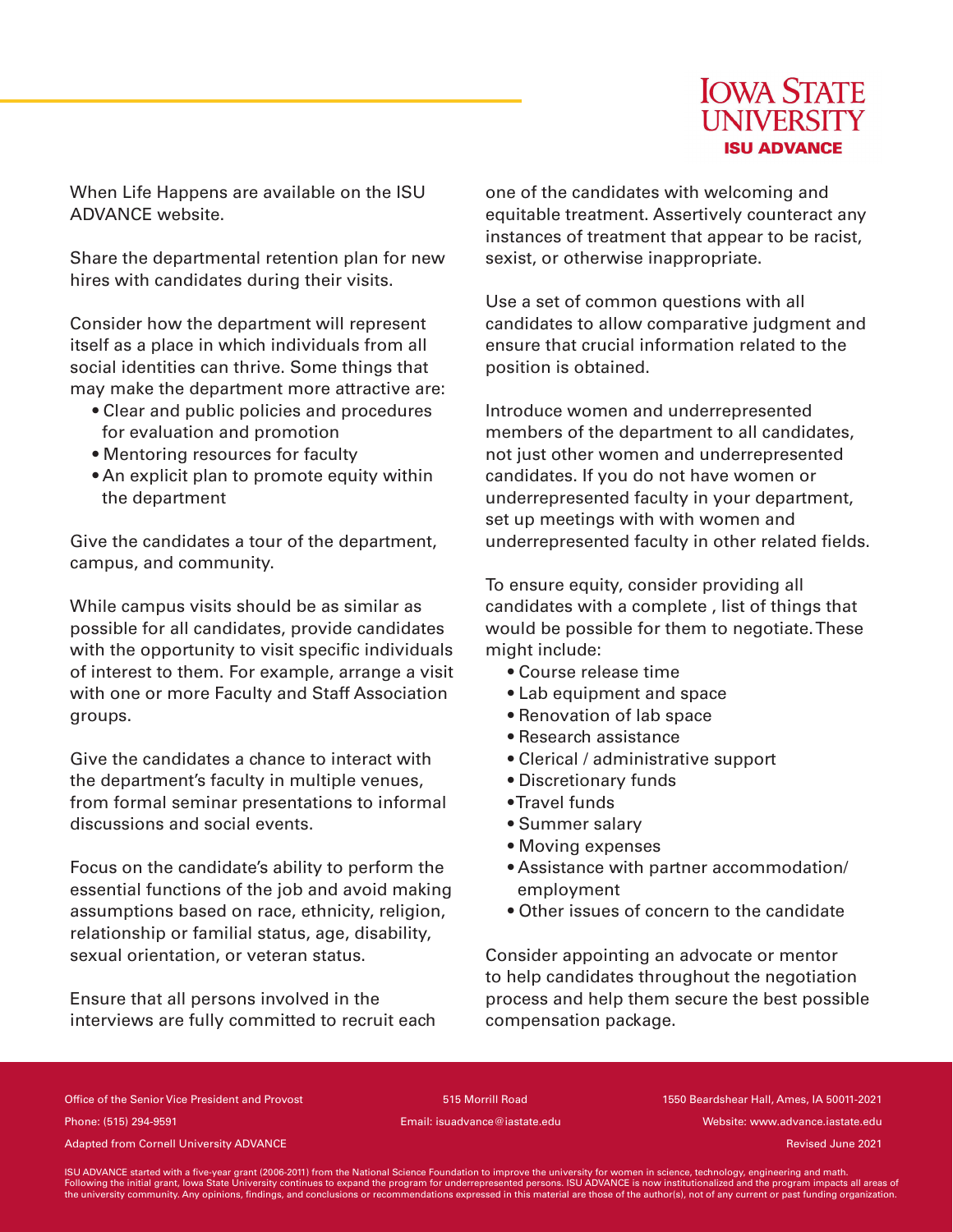When Life Happens are available on the ISU ADVANCE website.

Share the departmental retention plan for new hires with candidates during their visits.

Consider how the department will represent itself as a place in which individuals from all social identities can thrive. Some things that may make the department more attractive are:

- Clear and public policies and procedures for evaluation and promotion
- Mentoring resources for faculty
- An explicit plan to promote equity within the department

Give the candidates a tour of the department, campus, and community.

While campus visits should be as similar as possible for all candidates, provide candidates with the opportunity to visit specific individuals of interest to them. For example, arrange a visit with one or more Faculty and Staff Association groups.

Give the candidates a chance to interact with the department's faculty in multiple venues, from formal seminar presentations to informal discussions and social events.

Focus on the candidate's ability to perform the essential functions of the job and avoid making assumptions based on race, ethnicity, religion, relationship or familial status, age, disability, sexual orientation, or veteran status.

Ensure that all persons involved in the interviews are fully committed to recruit each one of the candidates with welcoming and equitable treatment. Assertively counteract any instances of treatment that appear to be racist, sexist, or otherwise inappropriate.

Use a set of common questions with all candidates to allow comparative judgment and ensure that crucial information related to the position is obtained.

Introduce women and underrepresented members of the department to all candidates, not just other women and underrepresented candidates. If you do not have women or underrepresented faculty in your department, set up meetings with with women and underrepresented faculty in other related fields.

To ensure equity, consider providing all candidates with a complete , list of things that would be possible for them to negotiate. These might include:

- Course release time
- Lab equipment and space
- Renovation of lab space
- Research assistance
- Clerical / administrative support
- Discretionary funds
- Travel funds
- Summer salary
- Moving expenses
- Assistance with partner accommodation/ employment
- Other issues of concern to the candidate

Consider appointing an advocate or mentor to help candidates throughout the negotiation process and help them secure the best possible compensation package.

Office of the Senior Vice President and Provost | 515 Morrill Road | 1550 Beardshear Hall, Ames, IA 50011-2021

Phone: (515) 294-9591 | Email: isuadvance@iastate.edu | Website: www.advance.iastate.edu

Adapted from Cornell University ADVANCE | Revised June 2021

ISU ADVANCE started with a five-year grant (2006-2011) from the National Science Foundation to improve the university for women in science, technology, engineering and math. Following the initial grant, Iowa State University continues to expand the program for underrepresented persons. ISU ADVANCE is now institutionalized and the program impacts all areas of the university community. Any opinions, findings, and conclusions or recommendations expressed in this material are those of the author(s), not of any current or past funding organization.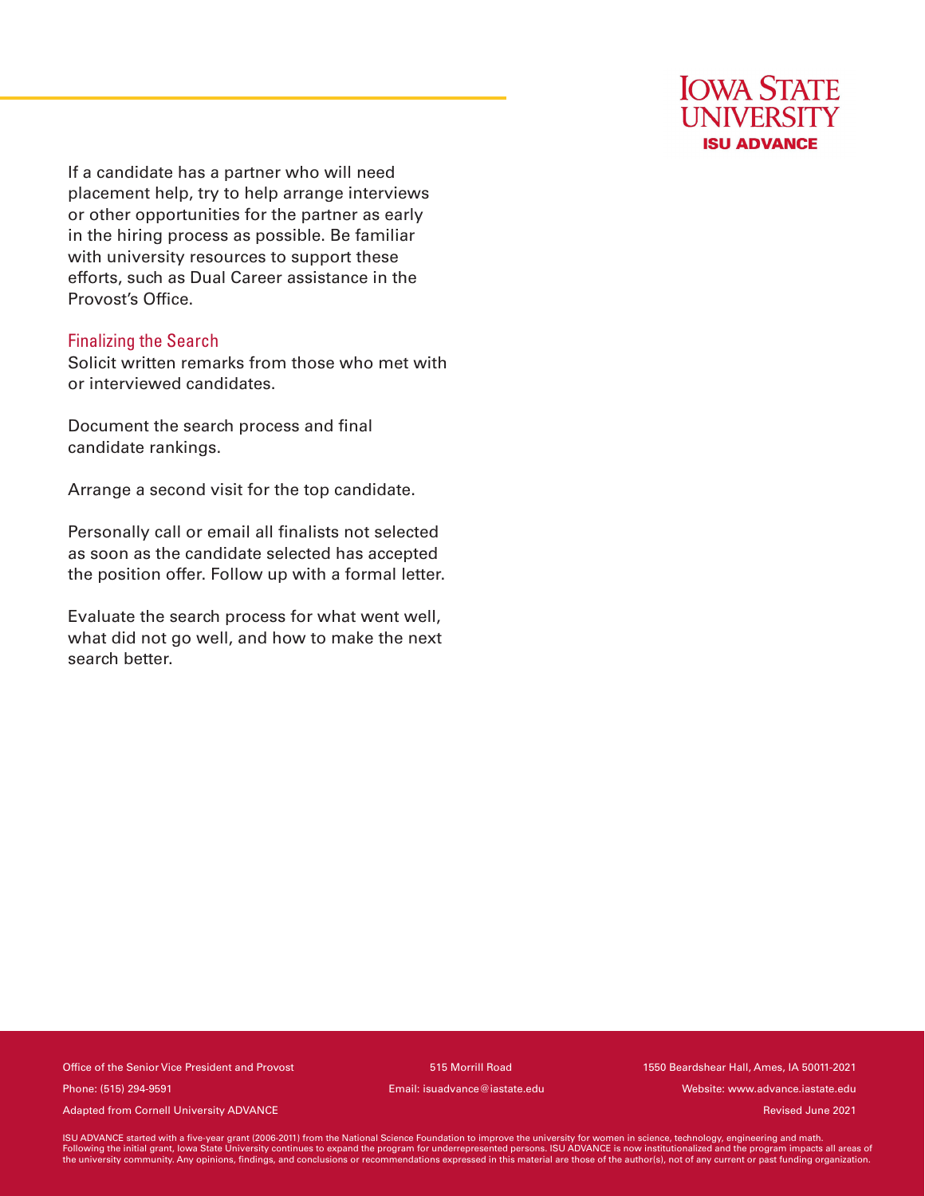If a candidate has a partner who will need placement help, try to help arrange interviews or other opportunities for the partner as early in the hiring process as possible. Be familiar with university resources to support these efforts, such as Dual Career assistance in the Provost's Office.

## Finalizing the Search

Solicit written remarks from those who met with or interviewed candidates.

Document the search process and final candidate rankings.

Arrange a second visit for the top candidate.

Personally call or email all finalists not selected as soon as the candidate selected has accepted the position offer. Follow up with a formal letter.

Evaluate the search process for what went well, what did not go well, and how to make the next search better.

Office of the Senior Vice President and Provost | 515 Morrill Road | 1550 Beardshear Hall, Ames, IA 50011-2021

Phone: (515) 294-9591 | Email: isuadvance@iastate.edu | Website: www.advance.iastate.edu

Adapted from Cornell University ADVANCE | Revised June 2021

ISU ADVANCE started with a five-year grant (2006-2011) from the National Science Foundation to improve the university for women in science, technology, engineering and math. Following the initial grant, Iowa State University continues to expand the program for underrepresented persons. ISU ADVANCE is now institutionalized and the program impacts all areas of the university community. Any opinions, findings, and conclusions or recommendations expressed in this material are those of the author(s), not of any current or past funding organization.